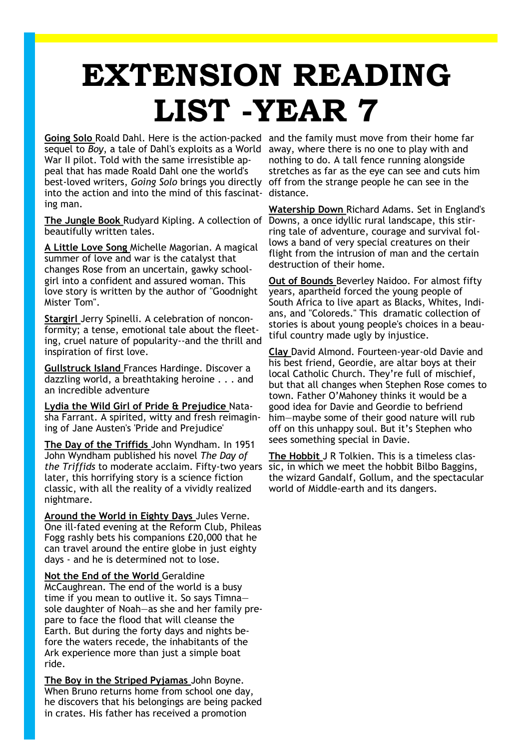# EXTENSION READING LIST -YEAR 7

**Going Solo** Roald Dahl. Here is the action-packed sequel to *Boy*, a tale of Dahl's exploits as a World War II pilot. Told with the same irresistible appeal that has made Roald Dahl one the world's best-loved writers, *Going Solo* brings you directly into the action and into the mind of this fascinating man.

**The Jungle Book** Rudyard Kipling. A collection of beautifully written tales.

**A Little Love Song** Michelle Magorian. A magical summer of love and war is the catalyst that changes Rose from an uncertain, gawky schoolgirl into a confident and assured woman. This love story is written by the author of "Goodnight Mister Tom".

**Stargirl** Jerry Spinelli. A celebration of nonconformity; a tense, emotional tale about the fleeting, cruel nature of popularity--and the thrill and inspiration of first love.

**Gullstruck Island** Frances Hardinge. Discover a dazzling world, a breathtaking heroine . . . and an incredible adventure

**Lydia the Wild Girl of Pride & Prejudice** Natasha Farrant. A spirited, witty and fresh reimagining of Jane Austen's 'Pride and Prejudice'

**The Day of the Triffids** John Wyndham. In 1951 John Wyndham published his novel *The Day of the Triffids* to moderate acclaim. Fifty-two years later, this horrifying story is a science fiction classic, with all the reality of a vividly realized nightmare.

**Around the World in Eighty Days** Jules Verne. One ill-fated evening at the Reform Club, Phileas Fogg rashly bets his companions £20,000 that he can travel around the entire globe in just eighty days - and he is determined not to lose.

**Not the End of the World** Geraldine McCaughrean. The end of the world is a busy time if you mean to outlive it. So says Timna—sole daughter of Noah—as she and her family prepare to face the flood that will cleanse the Earth. But during the forty days and nights before the waters recede, the inhabitants of the Ark experience more than just a simple boat ride.

**The Boy in the Striped Pyjamas** John Boyne. When Bruno returns home from school one day, he discovers that his belongings are being packed in crates. His father has received a promotion and the family must move from their home far away, where there is no one to play with and nothing to do. A tall fence running alongside stretches as far as the eye can see and cuts him off from the strange people he can see in the distance.

**Watership Down** Richard Adams. Set in England's Downs, a once idyllic rural landscape, this stirring tale of adventure, courage and survival follows a band of very special creatures on their flight from the intrusion of man and the certain destruction of their home.

**Out of Bounds** Beverley Naidoo. For almost fifty years, apartheid forced the young people of South Africa to live apart as Blacks, Whites, Indians, and "Coloreds." This dramatic collection of stories is about young people's choices in a beautiful country made ugly by injustice.

**Clay** David Almond. Fourteen-year-old Davie and his best friend, Geordie, are altar boys at their local Catholic Church. They're full of mischief, but that all changes when Stephen Rose comes to town. Father O'Mahoney thinks it would be a good idea for Davie and Geordie to befriend him—maybe some of their good nature will rub off on this unhappy soul. But it's Stephen who sees something special in Davie.

**The Hobbit** J R Tolkien. This is a timeless classic, in which we meet the hobbit Bilbo Baggins, the wizard Gandalf, Gollum, and the spectacular world of Middle-earth and its dangers.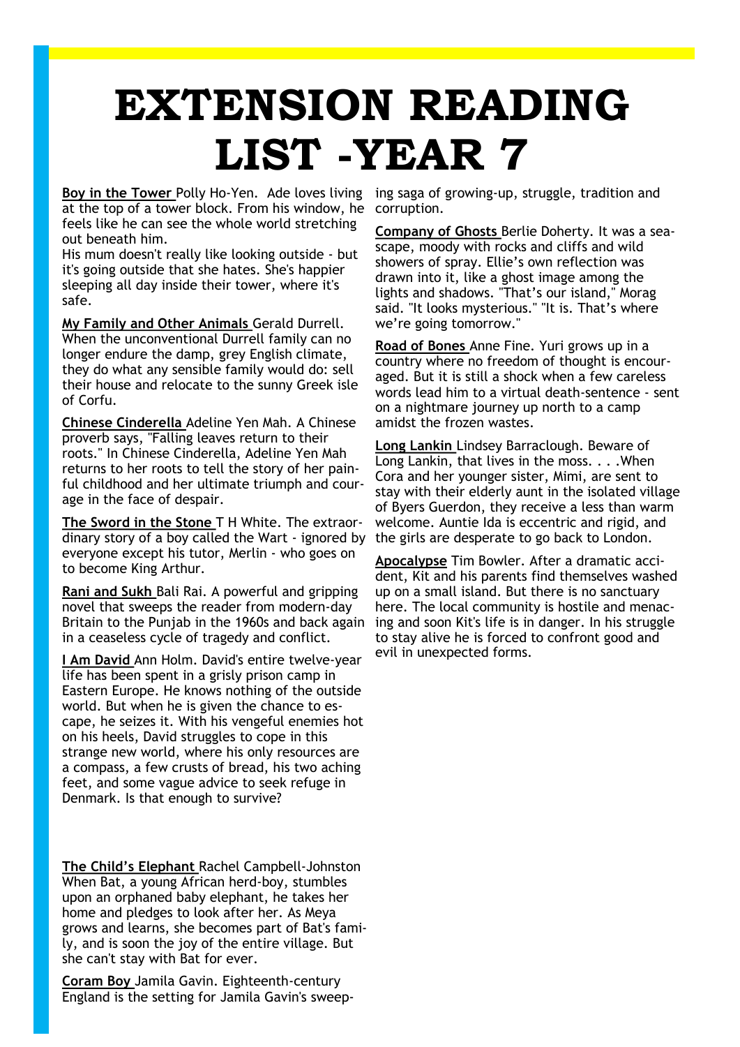# EXTENSION READING LIST -YEAR 7

**Boy in the Tower** Polly Ho-Yen. Ade loves living at the top of a tower block. From his window, he feels like he can see the whole world stretching out beneath him.
His mum doesn't really like looking outside - but it's going outside that she hates. She's happier sleeping all day inside their tower, where it's safe.

**My Family and Other Animals** Gerald Durrell. When the unconventional Durrell family can no longer endure the damp, grey English climate, they do what any sensible family would do: sell their house and relocate to the sunny Greek isle of Corfu.

**Chinese Cinderella** Adeline Yen Mah. A Chinese proverb says, "Falling leaves return to their roots." In Chinese Cinderella, Adeline Yen Mah returns to her roots to tell the story of her painful childhood and her ultimate triumph and courage in the face of despair.

**The Sword in the Stone** T H White. The extraordinary story of a boy called the Wart - ignored by everyone except his tutor, Merlin - who goes on to become King Arthur.

**Rani and Sukh** Bali Rai. A powerful and gripping novel that sweeps the reader from modern-day Britain to the Punjab in the 1960s and back again in a ceaseless cycle of tragedy and conflict.

**I Am David** Ann Holm. David's entire twelve-year life has been spent in a grisly prison camp in Eastern Europe. He knows nothing of the outside world. But when he is given the chance to escape, he seizes it. With his vengeful enemies hot on his heels, David struggles to cope in this strange new world, where his only resources are a compass, a few crusts of bread, his two aching feet, and some vague advice to seek refuge in Denmark. Is that enough to survive?

**The Child's Elephant** Rachel Campbell-Johnston When Bat, a young African herd-boy, stumbles upon an orphaned baby elephant, he takes her home and pledges to look after her. As Meya grows and learns, she becomes part of Bat's family, and is soon the joy of the entire village. But she can't stay with Bat for ever.

**Coram Boy** Jamila Gavin. Eighteenth-century England is the setting for Jamila Gavin's sweeping saga of growing-up, struggle, tradition and corruption.

**Company of Ghosts** Berlie Doherty. It was a seascape, moody with rocks and cliffs and wild showers of spray. Ellie's own reflection was drawn into it, like a ghost image among the lights and shadows. "That's our island," Morag said. "It looks mysterious." "It is. That's where we're going tomorrow."

**Road of Bones** Anne Fine. Yuri grows up in a country where no freedom of thought is encouraged. But it is still a shock when a few careless words lead him to a virtual death-sentence - sent on a nightmare journey up north to a camp amidst the frozen wastes.

**Long Lankin** Lindsey Barraclough. Beware of Long Lankin, that lives in the moss. . . .When Cora and her younger sister, Mimi, are sent to stay with their elderly aunt in the isolated village of Byers Guerdon, they receive a less than warm welcome. Auntie Ida is eccentric and rigid, and the girls are desperate to go back to London.

**Apocalypse** Tim Bowler. After a dramatic accident, Kit and his parents find themselves washed up on a small island. But there is no sanctuary here. The local community is hostile and menacing and soon Kit's life is in danger. In his struggle to stay alive he is forced to confront good and evil in unexpected forms.